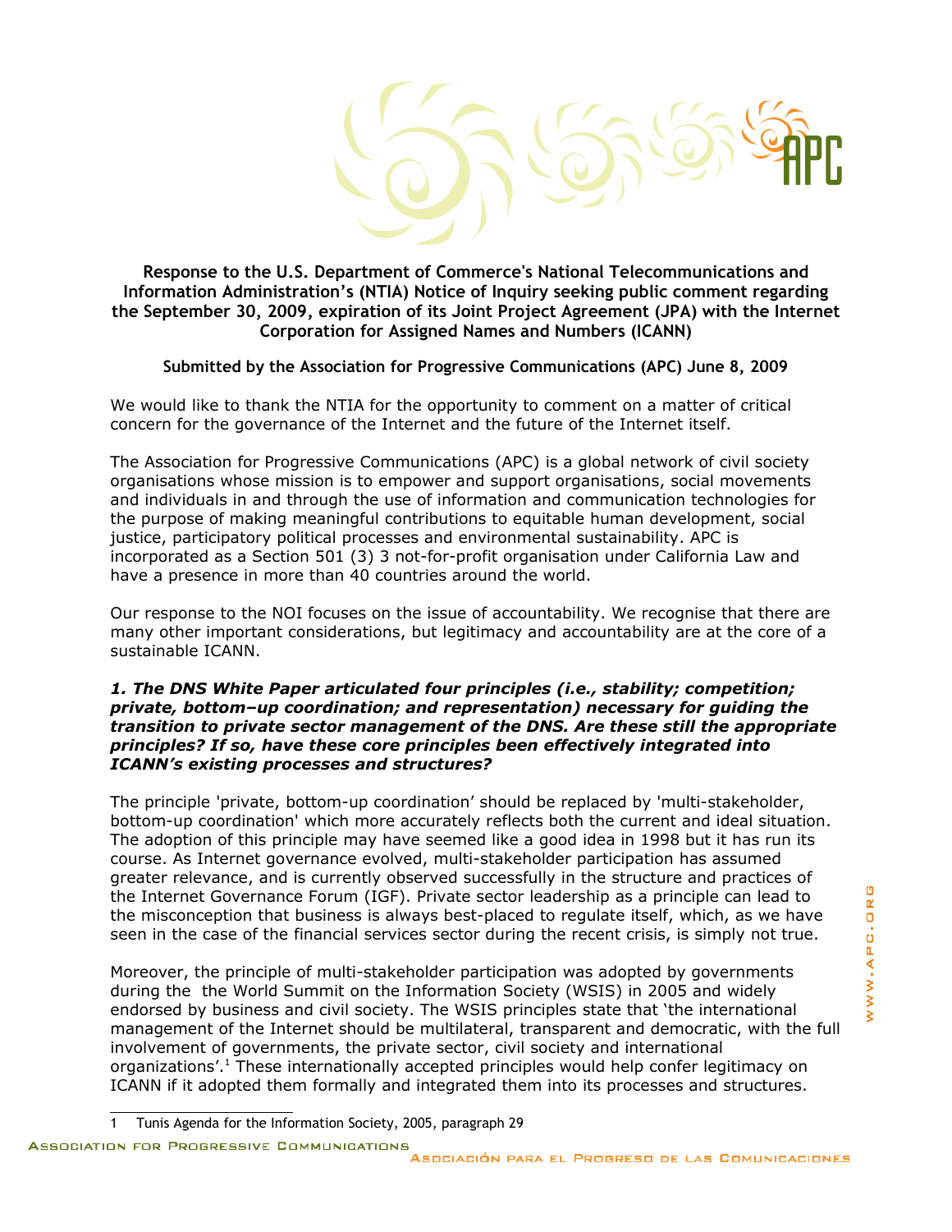**Response to the U.S. Department of Commerce's National Telecommunications and Information Administration's (NTIA) Notice of Inquiry seeking public comment regarding the September 30, 2009, expiration of its Joint Project Agreement (JPA) with the Internet Corporation for Assigned Names and Numbers (ICANN)**

**Submitted by the Association for Progressive Communications (APC) June 8, 2009**

We would like to thank the NTIA for the opportunity to comment on a matter of critical concern for the governance of the Internet and the future of the Internet itself.

The Association for Progressive Communications (APC) is a global network of civil society organisations whose mission is to empower and support organisations, social movements and individuals in and through the use of information and communication technologies for the purpose of making meaningful contributions to equitable human development, social justice, participatory political processes and environmental sustainability. APC is incorporated as a Section 501 (3) 3 not-for-profit organisation under California Law and have a presence in more than 40 countries around the world.

Our response to the NOI focuses on the issue of accountability. We recognise that there are many other important considerations, but legitimacy and accountability are at the core of a sustainable ICANN.

***1. The DNS White Paper articulated four principles (i.e., stability; competition; private, bottom–up coordination; and representation) necessary for guiding the transition to private sector management of the DNS. Are these still the appropriate principles? If so, have these core principles been effectively integrated into ICANN's existing processes and structures?***

The principle 'private, bottom-up coordination' should be replaced by 'multi-stakeholder, bottom-up coordination' which more accurately reflects both the current and ideal situation. The adoption of this principle may have seemed like a good idea in 1998 but it has run its course. As Internet governance evolved, multi-stakeholder participation has assumed greater relevance, and is currently observed successfully in the structure and practices of the Internet Governance Forum (IGF). Private sector leadership as a principle can lead to the misconception that business is always best-placed to regulate itself, which, as we have seen in the case of the financial services sector during the recent crisis, is simply not true.

Moreover, the principle of multi-stakeholder participation was adopted by governments during the the World Summit on the Information Society (WSIS) in 2005 and widely endorsed by business and civil society. The WSIS principles state that 'the international management of the Internet should be multilateral, transparent and democratic, with the full involvement of governments, the private sector, civil society and international organizations'.[1] These internationally accepted principles would help confer legitimacy on ICANN if it adopted them formally and integrated them into its processes and structures.

[1] Tunis Agenda for the Information Society, 2005, paragraph 29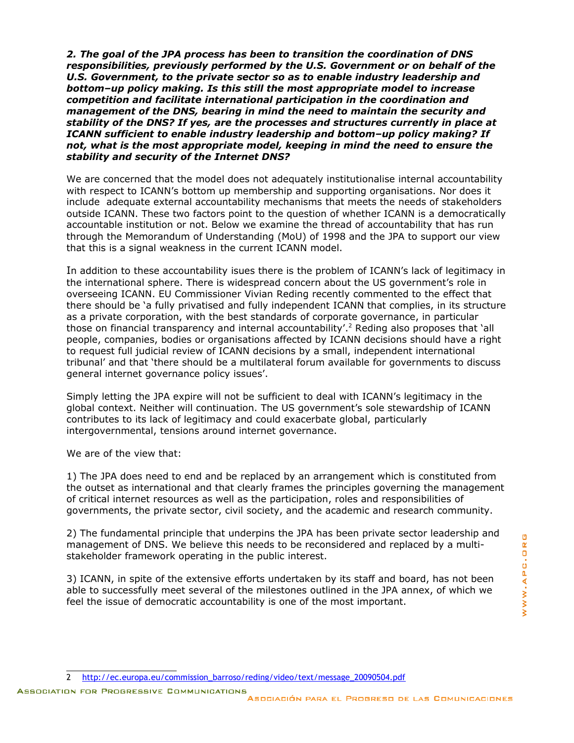***2. The goal of the JPA process has been to transition the coordination of DNS responsibilities, previously performed by the U.S. Government or on behalf of the U.S. Government, to the private sector so as to enable industry leadership and bottom–up policy making. Is this still the most appropriate model to increase competition and facilitate international participation in the coordination and management of the DNS, bearing in mind the need to maintain the security and stability of the DNS? If yes, are the processes and structures currently in place at ICANN sufficient to enable industry leadership and bottom–up policy making? If not, what is the most appropriate model, keeping in mind the need to ensure the stability and security of the Internet DNS?***

We are concerned that the model does not adequately institutionalise internal accountability with respect to ICANN's bottom up membership and supporting organisations. Nor does it include adequate external accountability mechanisms that meets the needs of stakeholders outside ICANN. These two factors point to the question of whether ICANN is a democratically accountable institution or not. Below we examine the thread of accountability that has run through the Memorandum of Understanding (MoU) of 1998 and the JPA to support our view that this is a signal weakness in the current ICANN model.

In addition to these accountability isues there is the problem of ICANN's lack of legitimacy in the international sphere. There is widespread concern about the US government's role in overseeing ICANN. EU Commissioner Vivian Reding recently commented to the effect that there should be 'a fully privatised and fully independent ICANN that complies, in its structure as a private corporation, with the best standards of corporate governance, in particular those on financial transparency and internal accountability'.[2] Reding also proposes that 'all people, companies, bodies or organisations affected by ICANN decisions should have a right to request full judicial review of ICANN decisions by a small, independent international tribunal' and that 'there should be a multilateral forum available for governments to discuss general internet governance policy issues'.

Simply letting the JPA expire will not be sufficient to deal with ICANN's legitimacy in the global context. Neither will continuation. The US government's sole stewardship of ICANN contributes to its lack of legitimacy and could exacerbate global, particularly intergovernmental, tensions around internet governance.

We are of the view that:

1) The JPA does need to end and be replaced by an arrangement which is constituted from the outset as international and that clearly frames the principles governing the management of critical internet resources as well as the participation, roles and responsibilities of governments, the private sector, civil society, and the academic and research community.

2) The fundamental principle that underpins the JPA has been private sector leadership and management of DNS. We believe this needs to be reconsidered and replaced by a multi-stakeholder framework operating in the public interest.

3) ICANN, in spite of the extensive efforts undertaken by its staff and board, has not been able to successfully meet several of the milestones outlined in the JPA annex, of which we feel the issue of democratic accountability is one of the most important.

---

2 http://ec.europa.eu/commission_barroso/reding/video/text/message_20090504.pdf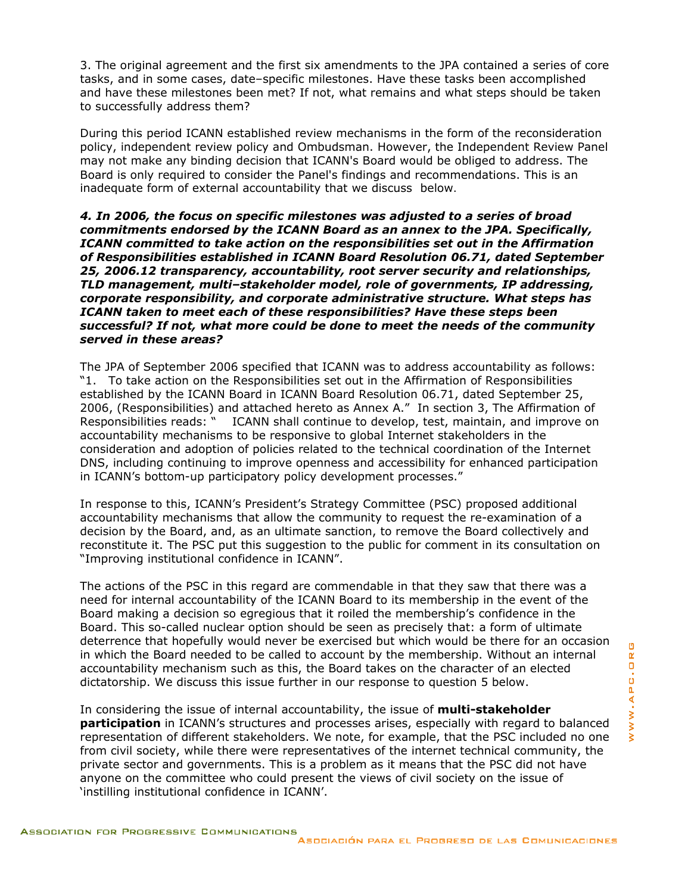3. The original agreement and the first six amendments to the JPA contained a series of core tasks, and in some cases, date–specific milestones. Have these tasks been accomplished and have these milestones been met? If not, what remains and what steps should be taken to successfully address them?

During this period ICANN established review mechanisms in the form of the reconsideration policy, independent review policy and Ombudsman. However, the Independent Review Panel may not make any binding decision that ICANN's Board would be obliged to address. The Board is only required to consider the Panel's findings and recommendations. This is an inadequate form of external accountability that we discuss below.

***4. In 2006, the focus on specific milestones was adjusted to a series of broad commitments endorsed by the ICANN Board as an annex to the JPA. Specifically, ICANN committed to take action on the responsibilities set out in the Affirmation of Responsibilities established in ICANN Board Resolution 06.71, dated September 25, 2006.12 transparency, accountability, root server security and relationships, TLD management, multi–stakeholder model, role of governments, IP addressing, corporate responsibility, and corporate administrative structure. What steps has ICANN taken to meet each of these responsibilities? Have these steps been successful? If not, what more could be done to meet the needs of the community served in these areas?***

The JPA of September 2006 specified that ICANN was to address accountability as follows: "1. To take action on the Responsibilities set out in the Affirmation of Responsibilities established by the ICANN Board in ICANN Board Resolution 06.71, dated September 25, 2006, (Responsibilities) and attached hereto as Annex A." In section 3, The Affirmation of Responsibilities reads: " ICANN shall continue to develop, test, maintain, and improve on accountability mechanisms to be responsive to global Internet stakeholders in the consideration and adoption of policies related to the technical coordination of the Internet DNS, including continuing to improve openness and accessibility for enhanced participation in ICANN's bottom-up participatory policy development processes."

In response to this, ICANN's President's Strategy Committee (PSC) proposed additional accountability mechanisms that allow the community to request the re-examination of a decision by the Board, and, as an ultimate sanction, to remove the Board collectively and reconstitute it. The PSC put this suggestion to the public for comment in its consultation on "Improving institutional confidence in ICANN".

The actions of the PSC in this regard are commendable in that they saw that there was a need for internal accountability of the ICANN Board to its membership in the event of the Board making a decision so egregious that it roiled the membership's confidence in the Board. This so-called nuclear option should be seen as precisely that: a form of ultimate deterrence that hopefully would never be exercised but which would be there for an occasion in which the Board needed to be called to account by the membership. Without an internal accountability mechanism such as this, the Board takes on the character of an elected dictatorship. We discuss this issue further in our response to question 5 below.

In considering the issue of internal accountability, the issue of **multi-stakeholder participation** in ICANN's structures and processes arises, especially with regard to balanced representation of different stakeholders. We note, for example, that the PSC included no one from civil society, while there were representatives of the internet technical community, the private sector and governments. This is a problem as it means that the PSC did not have anyone on the committee who could present the views of civil society on the issue of 'instilling institutional confidence in ICANN'.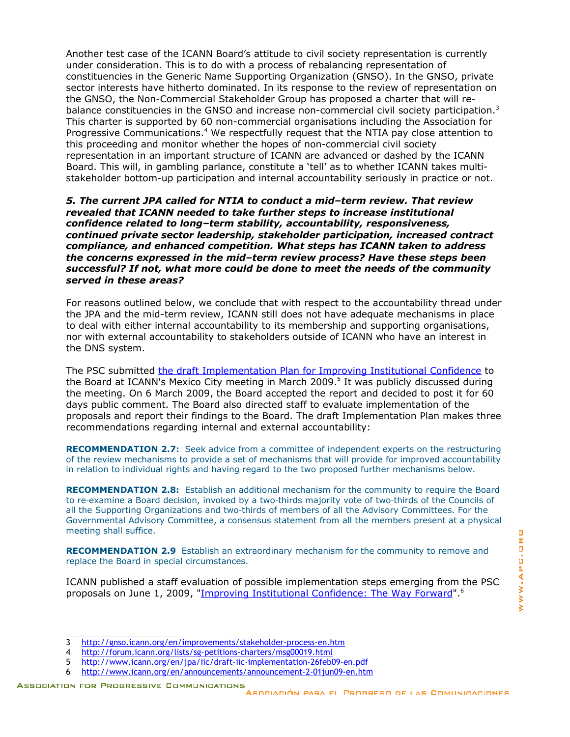Another test case of the ICANN Board's attitude to civil society representation is currently under consideration. This is to do with a process of rebalancing representation of constituencies in the Generic Name Supporting Organization (GNSO). In the GNSO, private sector interests have hitherto dominated. In its response to the review of representation on the GNSO, the Non-Commercial Stakeholder Group has proposed a charter that will re-balance constituencies in the GNSO and increase non-commercial civil society participation.[3] This charter is supported by 60 non-commercial organisations including the Association for Progressive Communications.[4] We respectfully request that the NTIA pay close attention to this proceeding and monitor whether the hopes of non-commercial civil society representation in an important structure of ICANN are advanced or dashed by the ICANN Board. This will, in gambling parlance, constitute a 'tell' as to whether ICANN takes multi-stakeholder bottom-up participation and internal accountability seriously in practice or not.

***5. The current JPA called for NTIA to conduct a mid–term review. That review revealed that ICANN needed to take further steps to increase institutional confidence related to long–term stability, accountability, responsiveness, continued private sector leadership, stakeholder participation, increased contract compliance, and enhanced competition. What steps has ICANN taken to address the concerns expressed in the mid–term review process? Have these steps been successful? If not, what more could be done to meet the needs of the community served in these areas?***

For reasons outlined below, we conclude that with respect to the accountability thread under the JPA and the mid-term review, ICANN still does not have adequate mechanisms in place to deal with either internal accountability to its membership and supporting organisations, nor with external accountability to stakeholders outside of ICANN who have an interest in the DNS system.

The PSC submitted [the draft Implementation Plan for Improving Institutional Confidence](http://www.icann.org/en/jpa/iic/draft-iic-implementation-26feb09-en.pdf) to the Board at ICANN's Mexico City meeting in March 2009.[5] It was publicly discussed during the meeting. On 6 March 2009, the Board accepted the report and decided to post it for 60 days public comment. The Board also directed staff to evaluate implementation of the proposals and report their findings to the Board. The draft Implementation Plan makes three recommendations regarding internal and external accountability:

**RECOMMENDATION 2.7:** Seek advice from a committee of independent experts on the restructuring of the review mechanisms to provide a set of mechanisms that will provide for improved accountability in relation to individual rights and having regard to the two proposed further mechanisms below.

**RECOMMENDATION 2.8:** Establish an additional mechanism for the community to require the Board to re-examine a Board decision, invoked by a two-thirds majority vote of two-thirds of the Councils of all the Supporting Organizations and two-thirds of members of all the Advisory Committees. For the Governmental Advisory Committee, a consensus statement from all the members present at a physical meeting shall suffice.

**RECOMMENDATION 2.9** Establish an extraordinary mechanism for the community to remove and replace the Board in special circumstances.

ICANN published a staff evaluation of possible implementation steps emerging from the PSC proposals on June 1, 2009, "[Improving Institutional Confidence: The Way Forward](http://www.icann.org/en/announcements/announcement-2-01jun09-en.htm)".[6]

---

3 http://gnso.icann.org/en/improvements/stakeholder-process-en.htm

4 http://forum.icann.org/lists/sg-petitions-charters/msg00019.html

5 http://www.icann.org/en/jpa/iic/draft-iic-implementation-26feb09-en.pdf

6 http://www.icann.org/en/announcements/announcement-2-01jun09-en.htm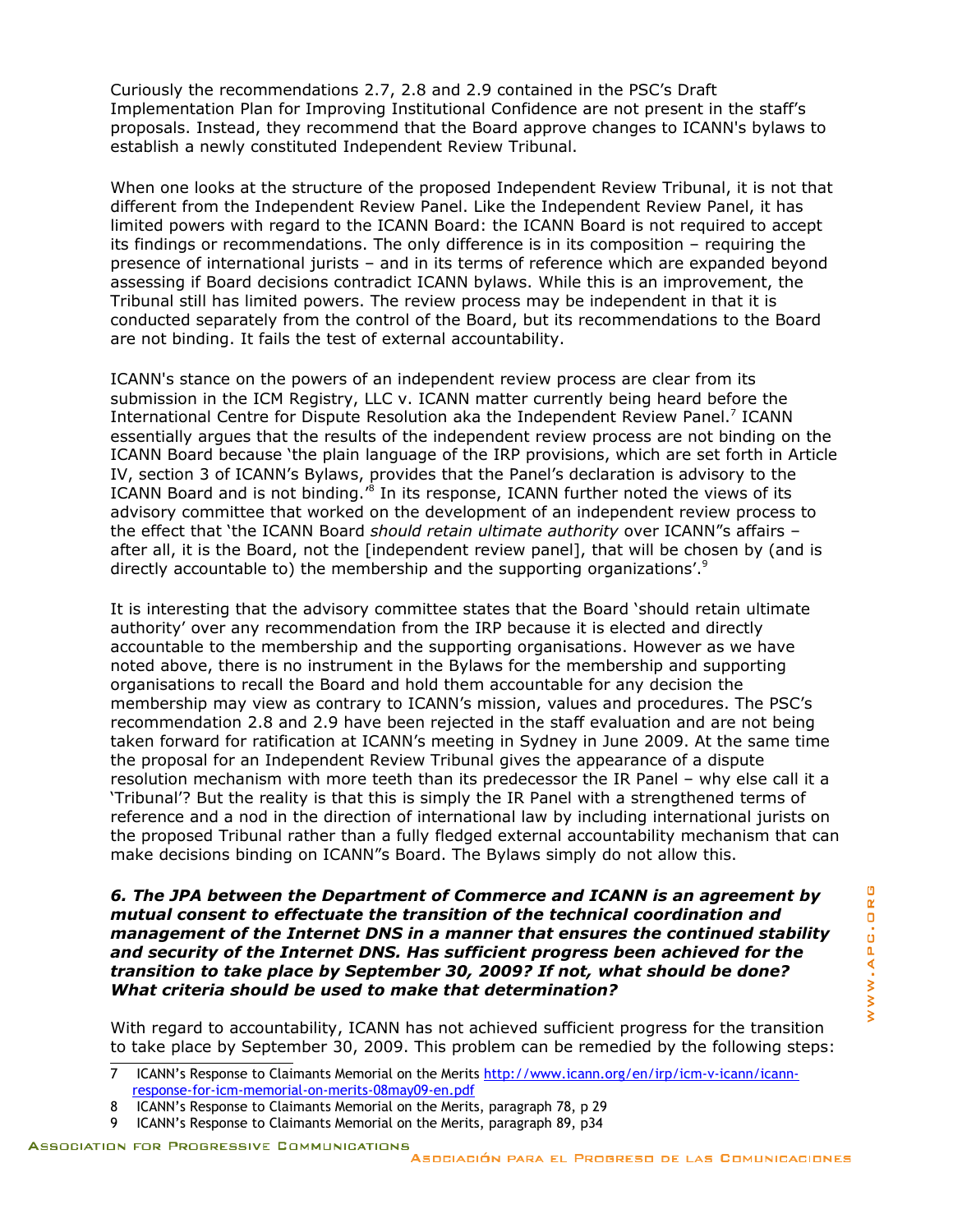Curiously the recommendations 2.7, 2.8 and 2.9 contained in the PSC's Draft Implementation Plan for Improving Institutional Confidence are not present in the staff's proposals. Instead, they recommend that the Board approve changes to ICANN's bylaws to establish a newly constituted Independent Review Tribunal.

When one looks at the structure of the proposed Independent Review Tribunal, it is not that different from the Independent Review Panel. Like the Independent Review Panel, it has limited powers with regard to the ICANN Board: the ICANN Board is not required to accept its findings or recommendations. The only difference is in its composition – requiring the presence of international jurists – and in its terms of reference which are expanded beyond assessing if Board decisions contradict ICANN bylaws. While this is an improvement, the Tribunal still has limited powers. The review process may be independent in that it is conducted separately from the control of the Board, but its recommendations to the Board are not binding. It fails the test of external accountability.

ICANN's stance on the powers of an independent review process are clear from its submission in the ICM Registry, LLC v. ICANN matter currently being heard before the International Centre for Dispute Resolution aka the Independent Review Panel.[7] ICANN essentially argues that the results of the independent review process are not binding on the ICANN Board because 'the plain language of the IRP provisions, which are set forth in Article IV, section 3 of ICANN's Bylaws, provides that the Panel's declaration is advisory to the ICANN Board and is not binding.'[8] In its response, ICANN further noted the views of its advisory committee that worked on the development of an independent review process to the effect that 'the ICANN Board *should retain ultimate authority* over ICANN"s affairs – after all, it is the Board, not the [independent review panel], that will be chosen by (and is directly accountable to) the membership and the supporting organizations'.[9]

It is interesting that the advisory committee states that the Board 'should retain ultimate authority' over any recommendation from the IRP because it is elected and directly accountable to the membership and the supporting organisations. However as we have noted above, there is no instrument in the Bylaws for the membership and supporting organisations to recall the Board and hold them accountable for any decision the membership may view as contrary to ICANN's mission, values and procedures. The PSC's recommendation 2.8 and 2.9 have been rejected in the staff evaluation and are not being taken forward for ratification at ICANN's meeting in Sydney in June 2009. At the same time the proposal for an Independent Review Tribunal gives the appearance of a dispute resolution mechanism with more teeth than its predecessor the IR Panel – why else call it a 'Tribunal'? But the reality is that this is simply the IR Panel with a strengthened terms of reference and a nod in the direction of international law by including international jurists on the proposed Tribunal rather than a fully fledged external accountability mechanism that can make decisions binding on ICANN"s Board. The Bylaws simply do not allow this.

***6. The JPA between the Department of Commerce and ICANN is an agreement by mutual consent to effectuate the transition of the technical coordination and management of the Internet DNS in a manner that ensures the continued stability and security of the Internet DNS. Has sufficient progress been achieved for the transition to take place by September 30, 2009? If not, what should be done? What criteria should be used to make that determination?***

With regard to accountability, ICANN has not achieved sufficient progress for the transition to take place by September 30, 2009. This problem can be remedied by the following steps:

---

7 ICANN's Response to Claimants Memorial on the Merits http://www.icann.org/en/irp/icm-v-icann/icann-response-for-icm-memorial-on-merits-08may09-en.pdf

8 ICANN's Response to Claimants Memorial on the Merits, paragraph 78, p 29

9 ICANN's Response to Claimants Memorial on the Merits, paragraph 89, p34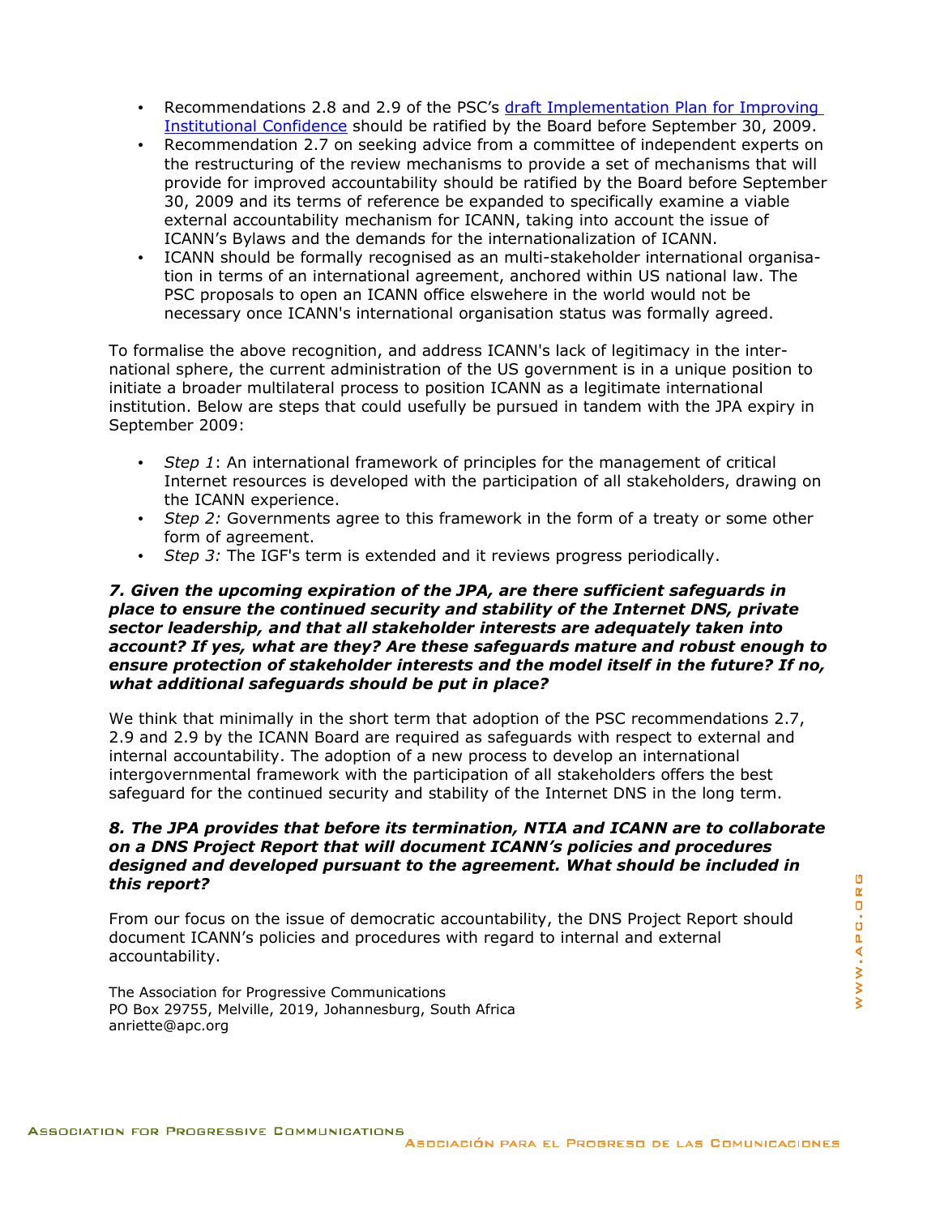- Recommendations 2.8 and 2.9 of the PSC's [draft Implementation Plan for Improving Institutional Confidence] should be ratified by the Board before September 30, 2009.
- Recommendation 2.7 on seeking advice from a committee of independent experts on the restructuring of the review mechanisms to provide a set of mechanisms that will provide for improved accountability should be ratified by the Board before September 30, 2009 and its terms of reference be expanded to specifically examine a viable external accountability mechanism for ICANN, taking into account the issue of ICANN's Bylaws and the demands for the internationalization of ICANN.
- ICANN should be formally recognised as an multi-stakeholder international organisation in terms of an international agreement, anchored within US national law. The PSC proposals to open an ICANN office elswehere in the world would not be necessary once ICANN's international organisation status was formally agreed.

To formalise the above recognition, and address ICANN's lack of legitimacy in the international sphere, the current administration of the US government is in a unique position to initiate a broader multilateral process to position ICANN as a legitimate international institution. Below are steps that could usefully be pursued in tandem with the JPA expiry in September 2009:

- *Step 1*: An international framework of principles for the management of critical Internet resources is developed with the participation of all stakeholders, drawing on the ICANN experience.
- *Step 2:* Governments agree to this framework in the form of a treaty or some other form of agreement.
- *Step 3:* The IGF's term is extended and it reviews progress periodically.

***7. Given the upcoming expiration of the JPA, are there sufficient safeguards in place to ensure the continued security and stability of the Internet DNS, private sector leadership, and that all stakeholder interests are adequately taken into account? If yes, what are they? Are these safeguards mature and robust enough to ensure protection of stakeholder interests and the model itself in the future? If no, what additional safeguards should be put in place?***

We think that minimally in the short term that adoption of the PSC recommendations 2.7, 2.9 and 2.9 by the ICANN Board are required as safeguards with respect to external and internal accountability. The adoption of a new process to develop an international intergovernmental framework with the participation of all stakeholders offers the best safeguard for the continued security and stability of the Internet DNS in the long term.

***8. The JPA provides that before its termination, NTIA and ICANN are to collaborate on a DNS Project Report that will document ICANN's policies and procedures designed and developed pursuant to the agreement. What should be included in this report?***

From our focus on the issue of democratic accountability, the DNS Project Report should document ICANN's policies and procedures with regard to internal and external accountability.

The Association for Progressive Communications
PO Box 29755, Melville, 2019, Johannesburg, South Africa
anriette@apc.org